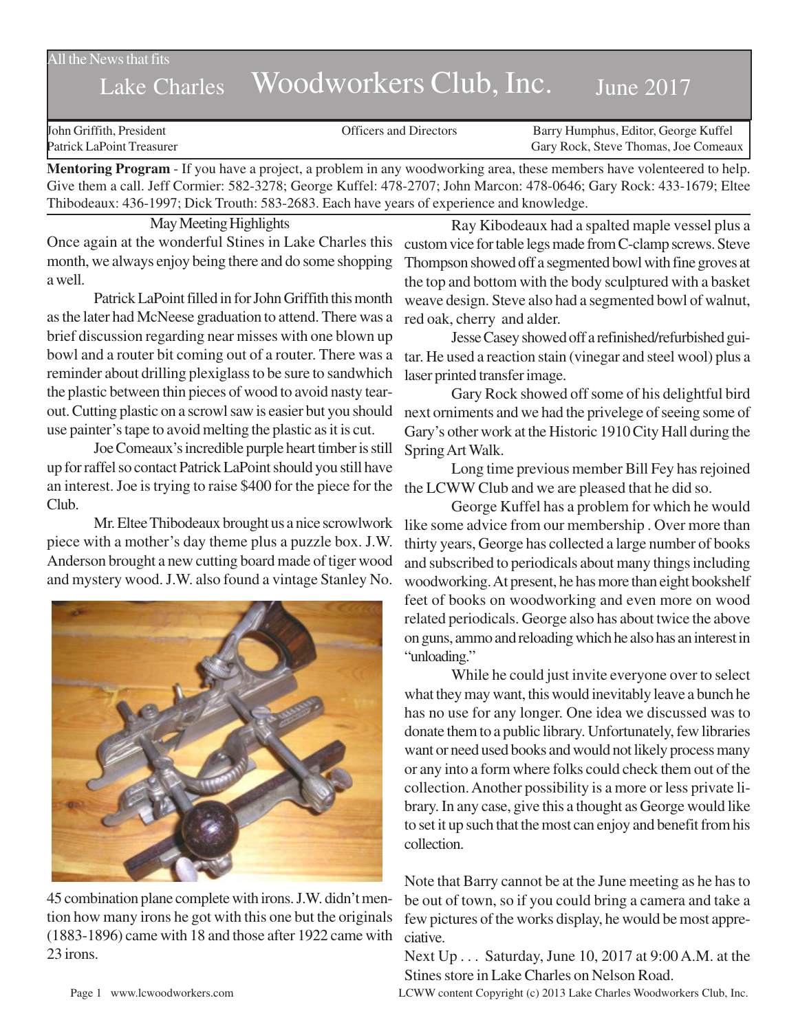All the News that fits

# Lake Charles Woodworkers Club, Inc. June 2017

John Griffith, President
Patrick LaPoint Treasurer

Officers and Directors

Barry Humphus, Editor, George Kuffel
Gary Rock, Steve Thomas, Joe Comeaux

**Mentoring Program** - If you have a project, a problem in any woodworking area, these members have volenteered to help. Give them a call. Jeff Cormier: 582-3278; George Kuffel: 478-2707; John Marcon: 478-0646; Gary Rock: 433-1679; Eltee Thibodeaux: 436-1997; Dick Trouth: 583-2683. Each have years of experience and knowledge.

## May Meeting Highlights

Once again at the wonderful Stines in Lake Charles this month, we always enjoy being there and do some shopping a well.

Patrick LaPoint filled in for John Griffith this month as the later had McNeese graduation to attend. There was a brief discussion regarding near misses with one blown up bowl and a router bit coming out of a router. There was a reminder about drilling plexiglass to be sure to sandwhich the plastic between thin pieces of wood to avoid nasty tearout. Cutting plastic on a scrowl saw is easier but you should use painter's tape to avoid melting the plastic as it is cut.

Joe Comeaux's incredible purple heart timber is still up for raffel so contact Patrick LaPoint should you still have an interest. Joe is trying to raise $400 for the piece for the Club.

Mr. Eltee Thibodeaux brought us a nice scrowlwork piece with a mother's day theme plus a puzzle box. J.W. Anderson brought a new cutting board made of tiger wood and mystery wood. J.W. also found a vintage Stanley No. 45 combination plane complete with irons. J.W. didn't mention how many irons he got with this one but the originals (1883-1896) came with 18 and those after 1922 came with 23 irons.

Ray Kibodeaux had a spalted maple vessel plus a custom vice for table legs made from C-clamp screws. Steve Thompson showed off a segmented bowl with fine groves at the top and bottom with the body sculptured with a basket weave design. Steve also had a segmented bowl of walnut, red oak, cherry and alder.

Jesse Casey showed off a refinished/refurbished guitar. He used a reaction stain (vinegar and steel wool) plus a laser printed transfer image.

Gary Rock showed off some of his delightful bird next orniments and we had the privelege of seeing some of Gary's other work at the Historic 1910 City Hall during the Spring Art Walk.

Long time previous member Bill Fey has rejoined the LCWW Club and we are pleased that he did so.

George Kuffel has a problem for which he would like some advice from our membership . Over more than thirty years, George has collected a large number of books and subscribed to periodicals about many things including woodworking. At present, he has more than eight bookshelf feet of books on woodworking and even more on wood related periodicals. George also has about twice the above on guns, ammo and reloading which he also has an interest in "unloading."

While he could just invite everyone over to select what they may want, this would inevitably leave a bunch he has no use for any longer. One idea we discussed was to donate them to a public library. Unfortunately, few libraries want or need used books and would not likely process many or any into a form where folks could check them out of the collection. Another possibility is a more or less private library. In any case, give this a thought as George would like to set it up such that the most can enjoy and benefit from his collection.

Note that Barry cannot be at the June meeting as he has to be out of town, so if you could bring a camera and take a few pictures of the works display, he would be most appreciative.

Next Up . . . Saturday, June 10, 2017 at 9:00 A.M. at the Stines store in Lake Charles on Nelson Road.

LCWW content Copyright (c) 2013 Lake Charles Woodworkers Club, Inc.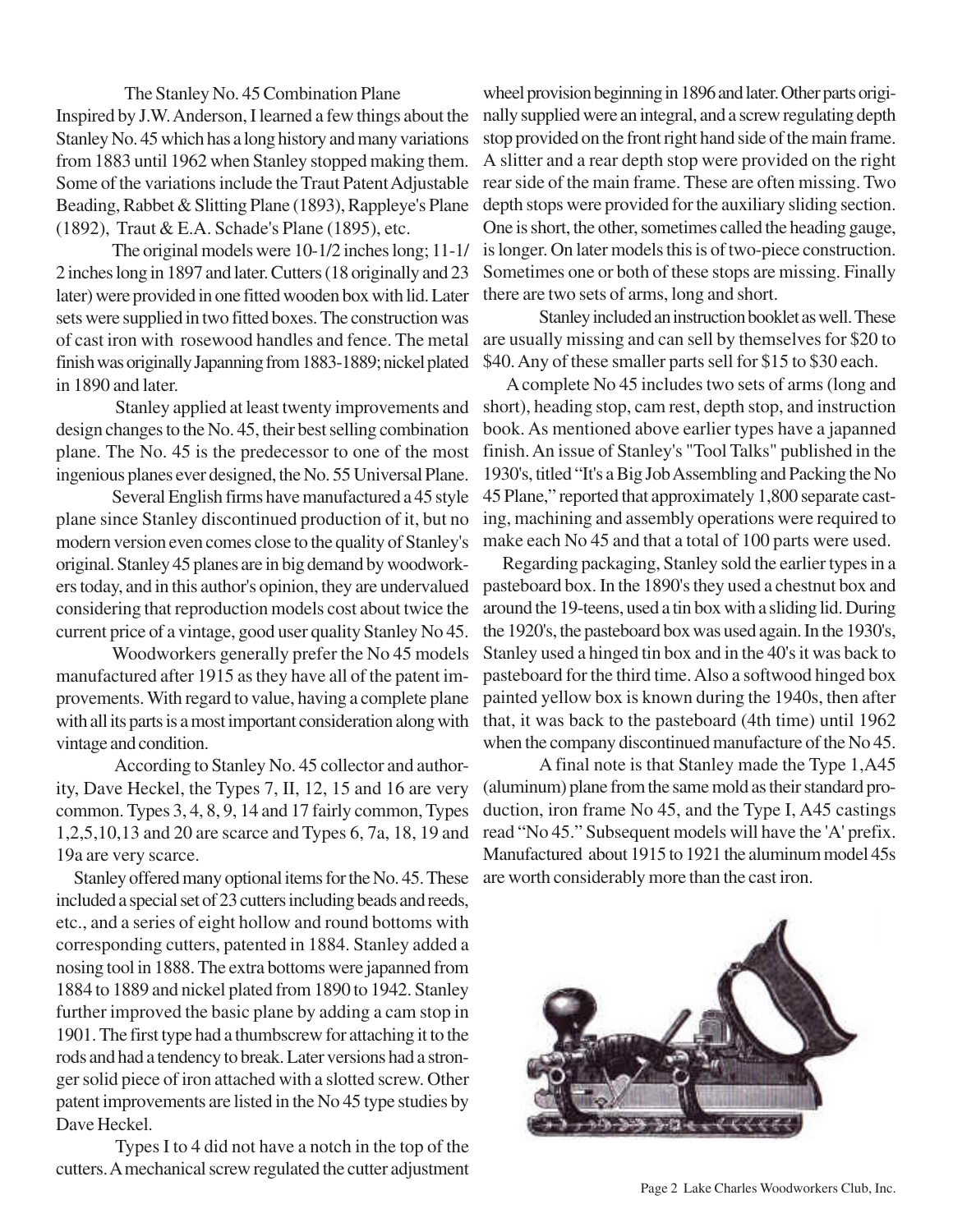## The Stanley No. 45 Combination Plane

Inspired by J.W. Anderson, I learned a few things about the Stanley No. 45 which has a long history and many variations from 1883 until 1962 when Stanley stopped making them. Some of the variations include the Traut Patent Adjustable Beading, Rabbet & Slitting Plane (1893), Rappleye's Plane (1892), Traut & E.A. Schade's Plane (1895), etc.

The original models were 10-1/2 inches long; 11-1/2 inches long in 1897 and later. Cutters (18 originally and 23 later) were provided in one fitted wooden box with lid. Later sets were supplied in two fitted boxes. The construction was of cast iron with rosewood handles and fence. The metal finish was originally Japanning from 1883-1889; nickel plated in 1890 and later.

Stanley applied at least twenty improvements and design changes to the No. 45, their best selling combination plane. The No. 45 is the predecessor to one of the most ingenious planes ever designed, the No. 55 Universal Plane.

Several English firms have manufactured a 45 style plane since Stanley discontinued production of it, but no modern version even comes close to the quality of Stanley's original. Stanley 45 planes are in big demand by woodworkers today, and in this author's opinion, they are undervalued considering that reproduction models cost about twice the current price of a vintage, good user quality Stanley No 45.

Woodworkers generally prefer the No 45 models manufactured after 1915 as they have all of the patent improvements. With regard to value, having a complete plane with all its parts is a most important consideration along with vintage and condition.

According to Stanley No. 45 collector and authority, Dave Heckel, the Types 7, II, 12, 15 and 16 are very common. Types 3, 4, 8, 9, 14 and 17 fairly common, Types 1,2,5,10,13 and 20 are scarce and Types 6, 7a, 18, 19 and 19a are very scarce.

Stanley offered many optional items for the No. 45. These included a special set of 23 cutters including beads and reeds, etc., and a series of eight hollow and round bottoms with corresponding cutters, patented in 1884. Stanley added a nosing tool in 1888. The extra bottoms were japanned from 1884 to 1889 and nickel plated from 1890 to 1942. Stanley further improved the basic plane by adding a cam stop in 1901. The first type had a thumbscrew for attaching it to the rods and had a tendency to break. Later versions had a stronger solid piece of iron attached with a slotted screw. Other patent improvements are listed in the No 45 type studies by Dave Heckel.

Types I to 4 did not have a notch in the top of the cutters. A mechanical screw regulated the cutter adjustment wheel provision beginning in 1896 and later. Other parts originally supplied were an integral, and a screw regulating depth stop provided on the front right hand side of the main frame. A slitter and a rear depth stop were provided on the right rear side of the main frame. These are often missing. Two depth stops were provided for the auxiliary sliding section. One is short, the other, sometimes called the heading gauge, is longer. On later models this is of two-piece construction. Sometimes one or both of these stops are missing. Finally there are two sets of arms, long and short.

Stanley included an instruction booklet as well. These are usually missing and can sell by themselves for $20 to $40. Any of these smaller parts sell for $15 to $30 each.

A complete No 45 includes two sets of arms (long and short), heading stop, cam rest, depth stop, and instruction book. As mentioned above earlier types have a japanned finish. An issue of Stanley's "Tool Talks" published in the 1930's, titled "It's a Big Job Assembling and Packing the No 45 Plane," reported that approximately 1,800 separate casting, machining and assembly operations were required to make each No 45 and that a total of 100 parts were used.

Regarding packaging, Stanley sold the earlier types in a pasteboard box. In the 1890's they used a chestnut box and around the 19-teens, used a tin box with a sliding lid. During the 1920's, the pasteboard box was used again. In the 1930's, Stanley used a hinged tin box and in the 40's it was back to pasteboard for the third time. Also a softwood hinged box painted yellow box is known during the 1940s, then after that, it was back to the pasteboard (4th time) until 1962 when the company discontinued manufacture of the No 45.

A final note is that Stanley made the Type 1,A45 (aluminum) plane from the same mold as their standard production, iron frame No 45, and the Type I, A45 castings read "No 45." Subsequent models will have the 'A' prefix. Manufactured about 1915 to 1921 the aluminum model 45s are worth considerably more than the cast iron.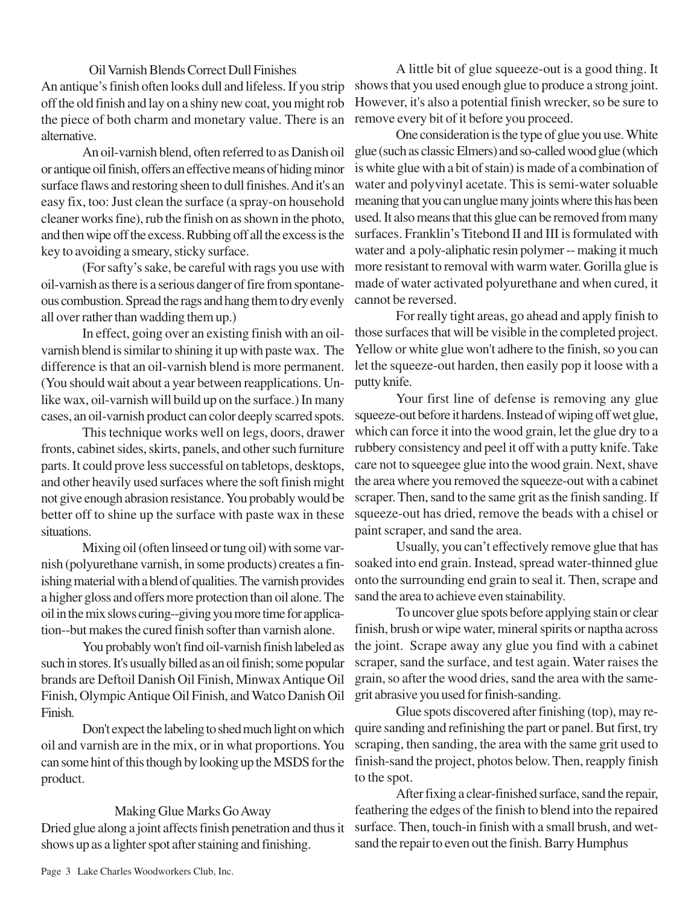## Oil Varnish Blends Correct Dull Finishes

An antique's finish often looks dull and lifeless. If you strip off the old finish and lay on a shiny new coat, you might rob the piece of both charm and monetary value. There is an alternative.

An oil-varnish blend, often referred to as Danish oil or antique oil finish, offers an effective means of hiding minor surface flaws and restoring sheen to dull finishes. And it's an easy fix, too: Just clean the surface (a spray-on household cleaner works fine), rub the finish on as shown in the photo, and then wipe off the excess. Rubbing off all the excess is the key to avoiding a smeary, sticky surface.

(For safty's sake, be careful with rags you use with oil-varnish as there is a serious danger of fire from spontaneous combustion. Spread the rags and hang them to dry evenly all over rather than wadding them up.)

In effect, going over an existing finish with an oil-varnish blend is similar to shining it up with paste wax. The difference is that an oil-varnish blend is more permanent. (You should wait about a year between reapplications. Unlike wax, oil-varnish will build up on the surface.) In many cases, an oil-varnish product can color deeply scarred spots.

This technique works well on legs, doors, drawer fronts, cabinet sides, skirts, panels, and other such furniture parts. It could prove less successful on tabletops, desktops, and other heavily used surfaces where the soft finish might not give enough abrasion resistance. You probably would be better off to shine up the surface with paste wax in these situations.

Mixing oil (often linseed or tung oil) with some varnish (polyurethane varnish, in some products) creates a finishing material with a blend of qualities. The varnish provides a higher gloss and offers more protection than oil alone. The oil in the mix slows curing--giving you more time for application--but makes the cured finish softer than varnish alone.

You probably won't find oil-varnish finish labeled as such in stores. It's usually billed as an oil finish; some popular brands are Deftoil Danish Oil Finish, Minwax Antique Oil Finish, Olympic Antique Oil Finish, and Watco Danish Oil Finish.

Don't expect the labeling to shed much light on which oil and varnish are in the mix, or in what proportions. You can some hint of this though by looking up the MSDS for the product.

## Making Glue Marks Go Away

Dried glue along a joint affects finish penetration and thus it shows up as a lighter spot after staining and finishing.

A little bit of glue squeeze-out is a good thing. It shows that you used enough glue to produce a strong joint. However, it's also a potential finish wrecker, so be sure to remove every bit of it before you proceed.

One consideration is the type of glue you use. White glue (such as classic Elmers) and so-called wood glue (which is white glue with a bit of stain) is made of a combination of water and polyvinyl acetate. This is semi-water soluable meaning that you can unglue many joints where this has been used. It also means that this glue can be removed from many surfaces. Franklin's Titebond II and III is formulated with water and a poly-aliphatic resin polymer -- making it much more resistant to removal with warm water. Gorilla glue is made of water activated polyurethane and when cured, it cannot be reversed.

For really tight areas, go ahead and apply finish to those surfaces that will be visible in the completed project. Yellow or white glue won't adhere to the finish, so you can let the squeeze-out harden, then easily pop it loose with a putty knife.

Your first line of defense is removing any glue squeeze-out before it hardens. Instead of wiping off wet glue, which can force it into the wood grain, let the glue dry to a rubbery consistency and peel it off with a putty knife. Take care not to squeegee glue into the wood grain. Next, shave the area where you removed the squeeze-out with a cabinet scraper. Then, sand to the same grit as the finish sanding. If squeeze-out has dried, remove the beads with a chisel or paint scraper, and sand the area.

Usually, you can't effectively remove glue that has soaked into end grain. Instead, spread water-thinned glue onto the surrounding end grain to seal it. Then, scrape and sand the area to achieve even stainability.

To uncover glue spots before applying stain or clear finish, brush or wipe water, mineral spirits or naptha across the joint. Scrape away any glue you find with a cabinet scraper, sand the surface, and test again. Water raises the grain, so after the wood dries, sand the area with the same-grit abrasive you used for finish-sanding.

Glue spots discovered after finishing (top), may require sanding and refinishing the part or panel. But first, try scraping, then sanding, the area with the same grit used to finish-sand the project, photos below. Then, reapply finish to the spot.

After fixing a clear-finished surface, sand the repair, feathering the edges of the finish to blend into the repaired surface. Then, touch-in finish with a small brush, and wet-sand the repair to even out the finish. Barry Humphus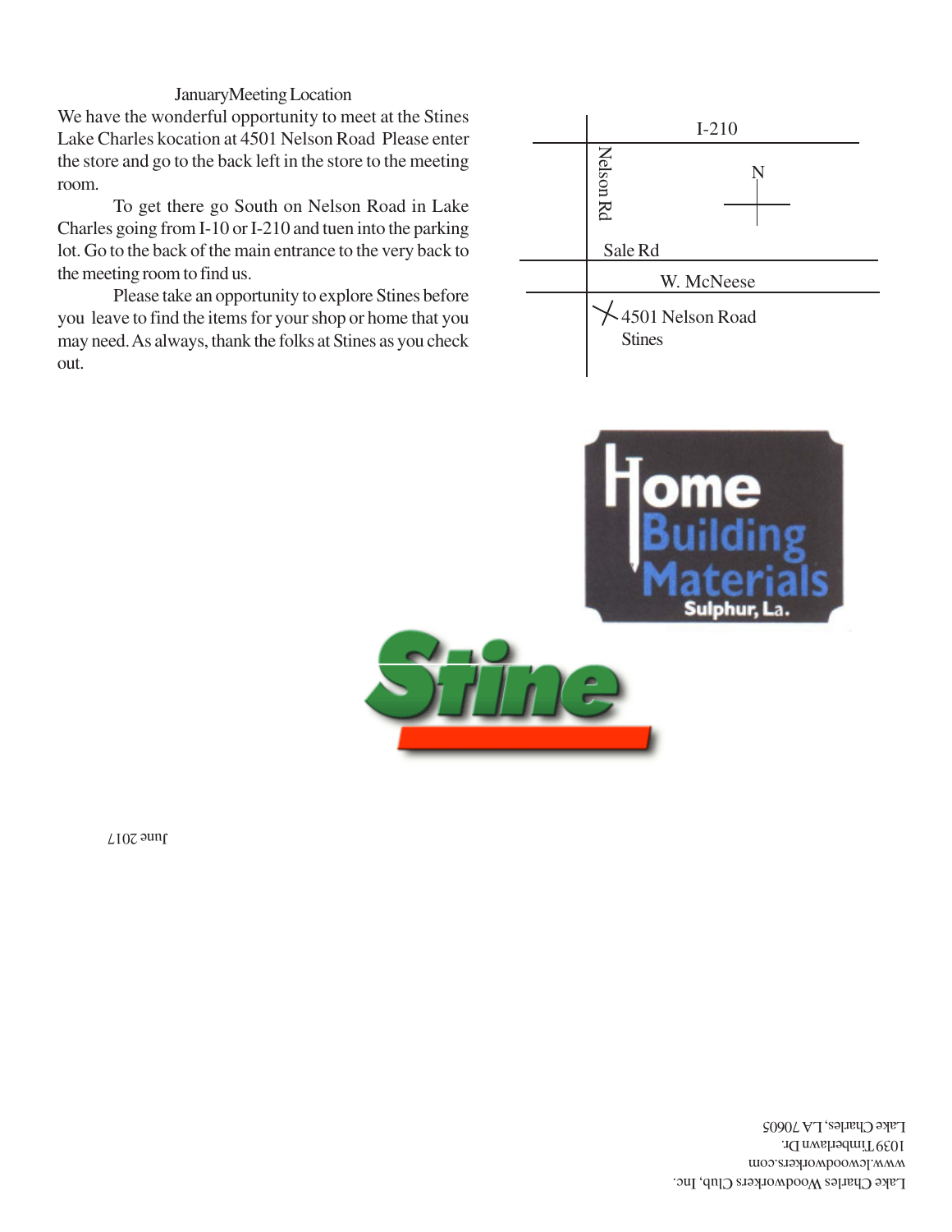JanuaryMeeting Location

We have the wonderful opportunity to meet at the Stines Lake Charles kocation at 4501 Nelson Road Please enter the store and go to the back left in the store to the meeting room.

To get there go South on Nelson Road in Lake Charles going from I-10 or I-210 and tuen into the parking lot. Go to the back of the main entrance to the very back to the meeting room to find us.

Please take an opportunity to explore Stines before you leave to find the items for your shop or home that you may need. As always, thank the folks at Stines as you check out.

I-210

Nelson Rd

N

Sale Rd

W. McNeese

4501 Nelson Road
Stines

Home Building Materials
Sulphur, La.

Stine

June 2017

Lake Charles Woodworkers Club, Inc.
www.lcwoodworkers.com
1039 Timberlawn Dr.
Lake Charles, LA 70605